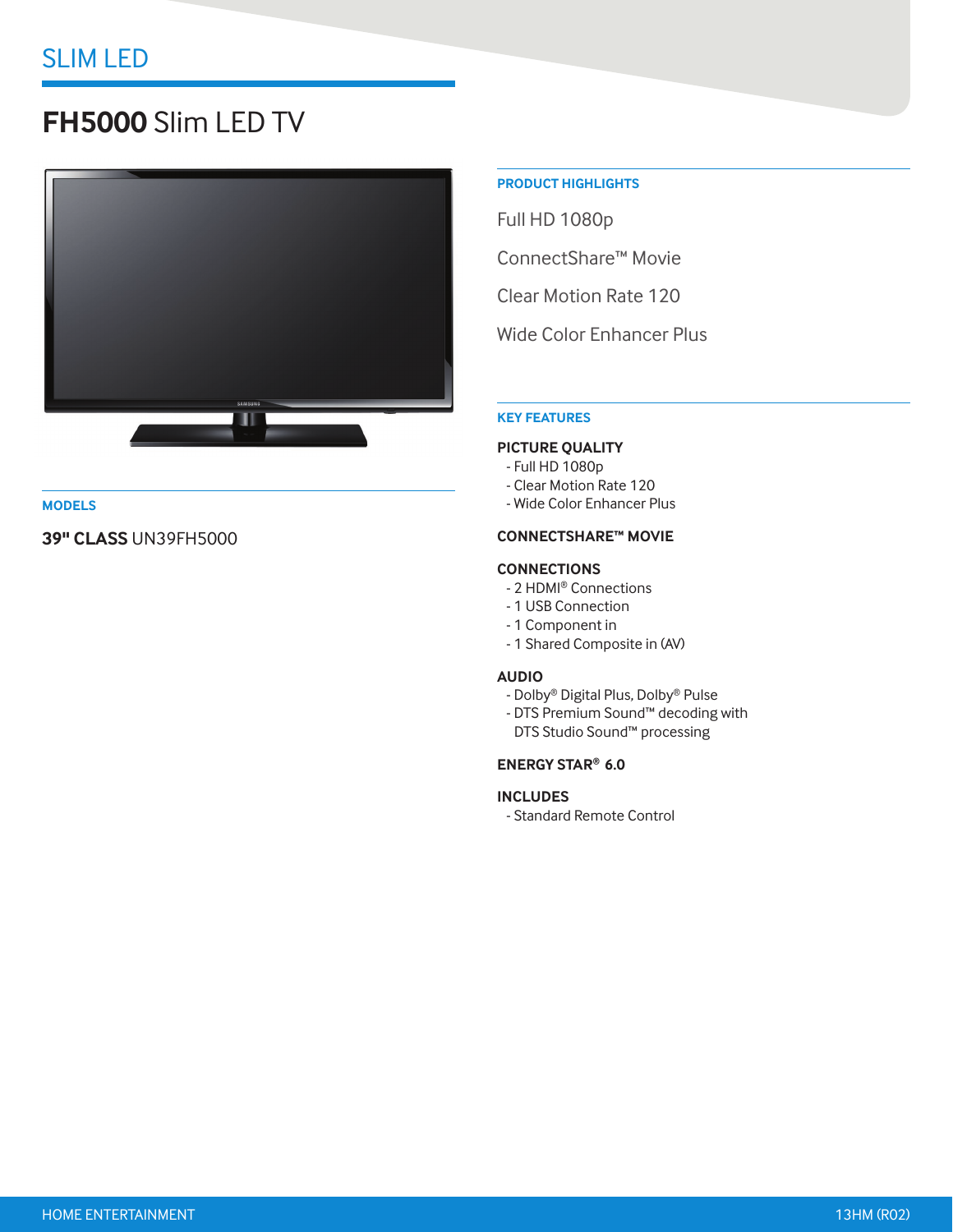SLIM LED

# **FH5000** Slim LED TV

## MODELS

**39" CLASS** UN39FH5000

## PRODUCT HIGHLIGHTS

Full HD 1080p

ConnectShare™ Movie

Clear Motion Rate 120

Wide Color Enhancer Plus

## KEY FEATURES

**PICTURE QUALITY**
- Full HD 1080p
- Clear Motion Rate 120
- Wide Color Enhancer Plus

**CONNECTSHARE™ MOVIE**

**CONNECTIONS**
- 2 HDMI® Connections
- 1 USB Connection
- 1 Component in
- 1 Shared Composite in (AV)

**AUDIO**
- Dolby® Digital Plus, Dolby® Pulse
- DTS Premium Sound™ decoding with DTS Studio Sound™ processing

**ENERGY STAR® 6.0**

**INCLUDES**
- Standard Remote Control

HOME ENTERTAINMENT

13HM (R02)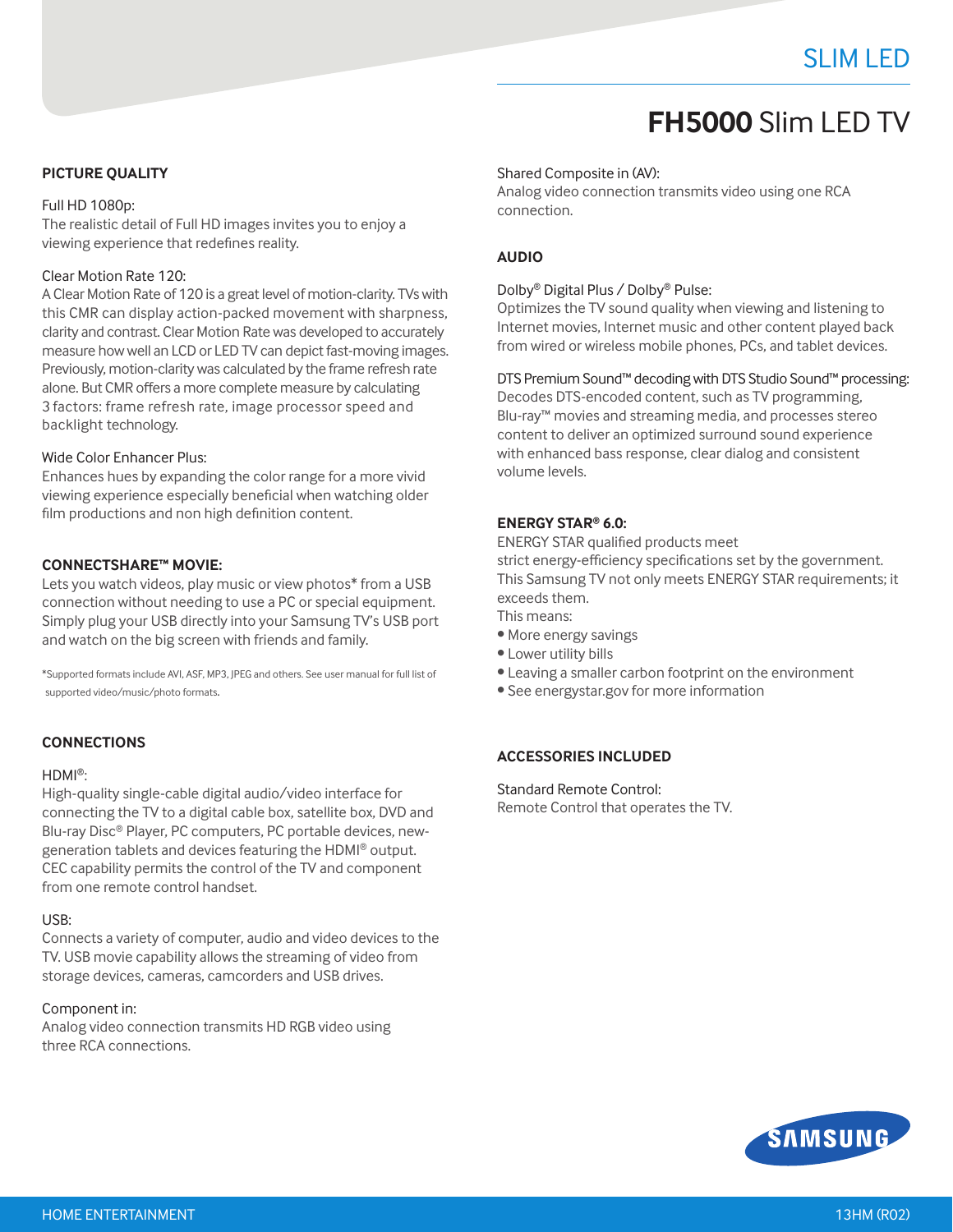# FH5000 Slim LED TV

SLIM LED

## PICTURE QUALITY

Full HD 1080p:
The realistic detail of Full HD images invites you to enjoy a viewing experience that redefines reality.

Clear Motion Rate 120:
A Clear Motion Rate of 120 is a great level of motion-clarity. TVs with this CMR can display action-packed movement with sharpness, clarity and contrast. Clear Motion Rate was developed to accurately measure how well an LCD or LED TV can depict fast-moving images. Previously, motion-clarity was calculated by the frame refresh rate alone. But CMR offers a more complete measure by calculating 3 factors: frame refresh rate, image processor speed and backlight technology.

Wide Color Enhancer Plus:
Enhances hues by expanding the color range for a more vivid viewing experience especially beneficial when watching older film productions and non high definition content.

## CONNECTSHARE™ MOVIE:

Lets you watch videos, play music or view photos* from a USB connection without needing to use a PC or special equipment. Simply plug your USB directly into your Samsung TV's USB port and watch on the big screen with friends and family.

*Supported formats include AVI, ASF, MP3, JPEG and others. See user manual for full list of supported video/music/photo formats.

## CONNECTIONS

HDMI®:
High-quality single-cable digital audio/video interface for connecting the TV to a digital cable box, satellite box, DVD and Blu-ray Disc® Player, PC computers, PC portable devices, new-generation tablets and devices featuring the HDMI® output. CEC capability permits the control of the TV and component from one remote control handset.

USB:
Connects a variety of computer, audio and video devices to the TV. USB movie capability allows the streaming of video from storage devices, cameras, camcorders and USB drives.

Component in:
Analog video connection transmits HD RGB video using three RCA connections.

Shared Composite in (AV):
Analog video connection transmits video using one RCA connection.

## AUDIO

Dolby® Digital Plus / Dolby® Pulse:
Optimizes the TV sound quality when viewing and listening to Internet movies, Internet music and other content played back from wired or wireless mobile phones, PCs, and tablet devices.

DTS Premium Sound™ decoding with DTS Studio Sound™ processing:
Decodes DTS-encoded content, such as TV programming, Blu-ray™ movies and streaming media, and processes stereo content to deliver an optimized surround sound experience with enhanced bass response, clear dialog and consistent volume levels.

## ENERGY STAR® 6.0:

ENERGY STAR qualified products meet strict energy-efficiency specifications set by the government. This Samsung TV not only meets ENERGY STAR requirements; it exceeds them.
This means:

- More energy savings
- Lower utility bills
- Leaving a smaller carbon footprint on the environment
- See energystar.gov for more information

## ACCESSORIES INCLUDED

Standard Remote Control:
Remote Control that operates the TV.

HOME ENTERTAINMENT

13HM (R02)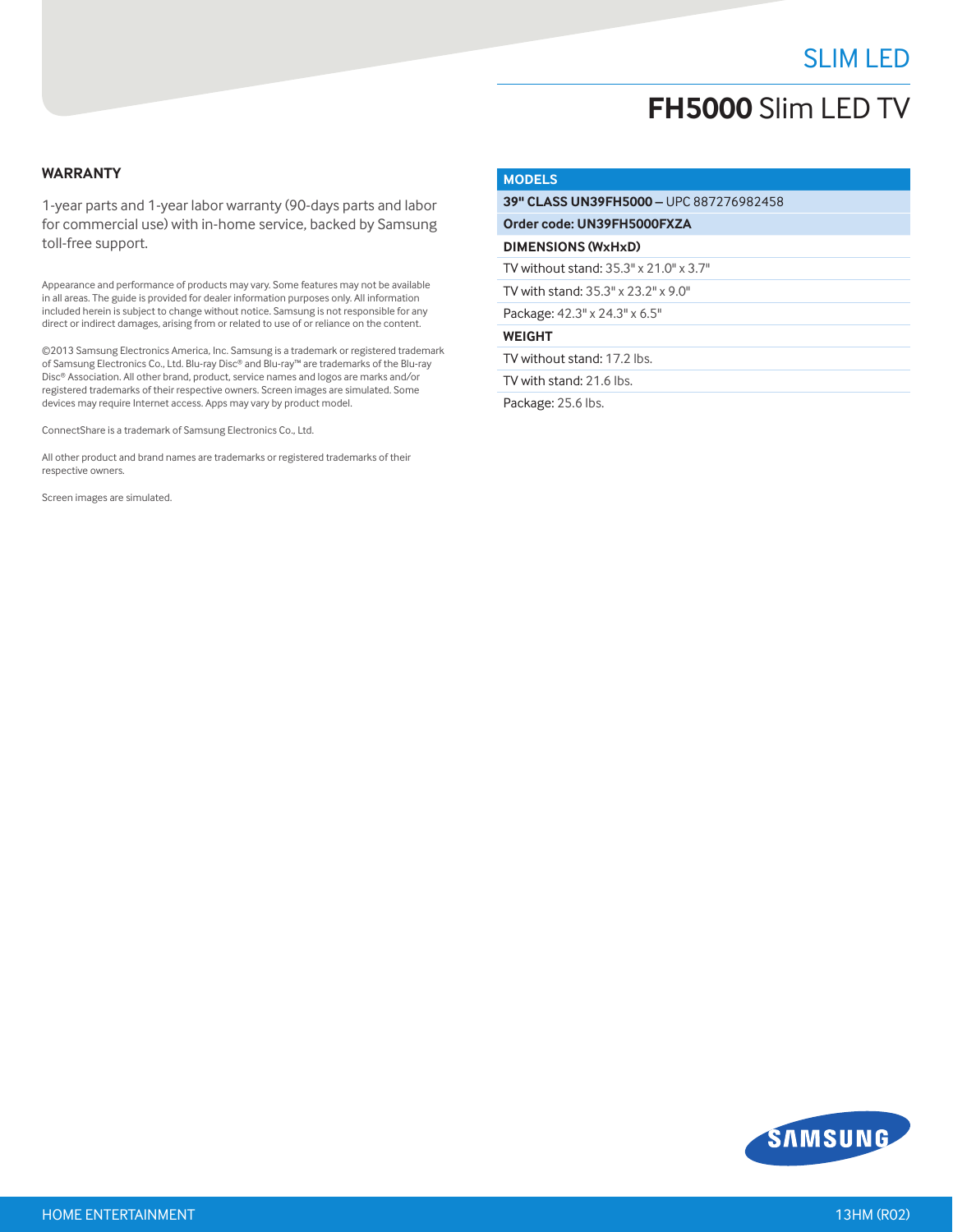SLIM LED

# **FH5000** Slim LED TV

## WARRANTY

1-year parts and 1-year labor warranty (90-days parts and labor for commercial use) with in-home service, backed by Samsung toll-free support.

Appearance and performance of products may vary. Some features may not be available in all areas. The guide is provided for dealer information purposes only. All information included herein is subject to change without notice. Samsung is not responsible for any direct or indirect damages, arising from or related to use of or reliance on the content.

©2013 Samsung Electronics America, Inc. Samsung is a trademark or registered trademark of Samsung Electronics Co., Ltd. Blu-ray Disc® and Blu-ray™ are trademarks of the Blu-ray Disc® Association. All other brand, product, service names and logos are marks and/or registered trademarks of their respective owners. Screen images are simulated. Some devices may require Internet access. Apps may vary by product model.

ConnectShare is a trademark of Samsung Electronics Co., Ltd.

All other product and brand names are trademarks or registered trademarks of their respective owners.

Screen images are simulated.

| **MODELS** |
|---|
| **39" CLASS UN39FH5000 –** UPC 887276982458 |
| **Order code: UN39FH5000FXZA** |
| **DIMENSIONS (WxHxD)** |
| TV without stand: 35.3" x 21.0" x 3.7" |
| TV with stand: 35.3" x 23.2" x 9.0" |
| Package: 42.3" x 24.3" x 6.5" |
| **WEIGHT** |
| TV without stand: 17.2 lbs. |
| TV with stand: 21.6 lbs. |
| Package: 25.6 lbs. |

SAMSUNG

HOME ENTERTAINMENT

13HM (R02)